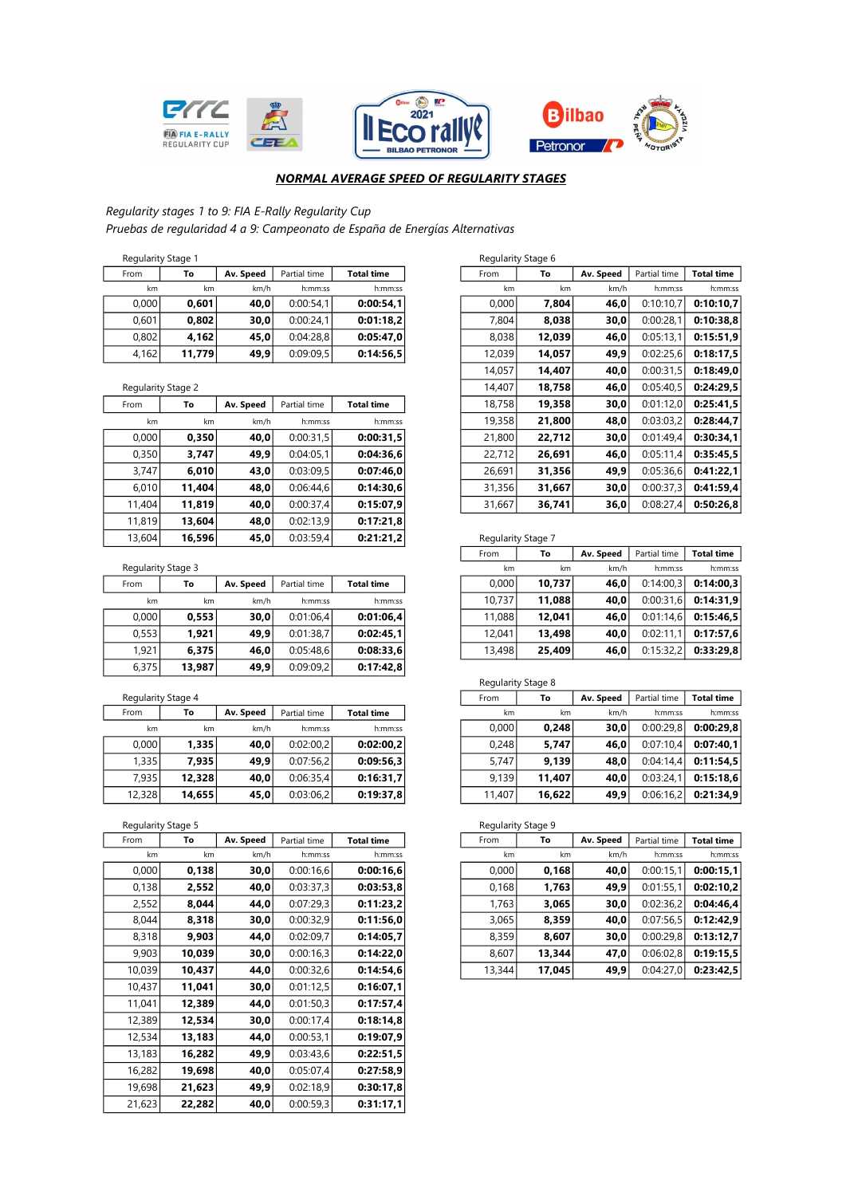**_NORMAL AVERAGE SPEED OF REGULARITY STAGES_**

*Regularity stages 1 to 9: FIA E-Rally Regularity Cup*
*Pruebas de regularidad 4 a 9: Campeonato de España de Energías Alternativas*

Regularity Stage 1

| From | To | Av. Speed | Partial time | Total time |
|---|---|---|---|---|
| km | km | km/h | h:mm:ss | h:mm:ss |
| 0,000 | **0,601** | **40,0** | 0:00:54,1 | **0:00:54,1** |
| 0,601 | **0,802** | **30,0** | 0:00:24,1 | **0:01:18,2** |
| 0,802 | **4,162** | **45,0** | 0:04:28,8 | **0:05:47,0** |
| 4,162 | **11,779** | **49,9** | 0:09:09,5 | **0:14:56,5** |

Regularity Stage 2

| From | To | Av. Speed | Partial time | Total time |
|---|---|---|---|---|
| km | km | km/h | h:mm:ss | h:mm:ss |
| 0,000 | **0,350** | **40,0** | 0:00:31,5 | **0:00:31,5** |
| 0,350 | **3,747** | **49,9** | 0:04:05,1 | **0:04:36,6** |
| 3,747 | **6,010** | **43,0** | 0:03:09,5 | **0:07:46,0** |
| 6,010 | **11,404** | **48,0** | 0:06:44,6 | **0:14:30,6** |
| 11,404 | **11,819** | **40,0** | 0:00:37,4 | **0:15:07,9** |
| 11,819 | **13,604** | **48,0** | 0:02:13,9 | **0:17:21,8** |
| 13,604 | **16,596** | **45,0** | 0:03:59,4 | **0:21:21,2** |

Regularity Stage 3

| From | To | Av. Speed | Partial time | Total time |
|---|---|---|---|---|
| km | km | km/h | h:mm:ss | h:mm:ss |
| 0,000 | **0,553** | **30,0** | 0:01:06,4 | **0:01:06,4** |
| 0,553 | **1,921** | **49,9** | 0:01:38,7 | **0:02:45,1** |
| 1,921 | **6,375** | **46,0** | 0:05:48,6 | **0:08:33,6** |
| 6,375 | **13,987** | **49,9** | 0:09:09,2 | **0:17:42,8** |

Regularity Stage 4

| From | To | Av. Speed | Partial time | Total time |
|---|---|---|---|---|
| km | km | km/h | h:mm:ss | h:mm:ss |
| 0,000 | **1,335** | **40,0** | 0:02:00,2 | **0:02:00,2** |
| 1,335 | **7,935** | **49,9** | 0:07:56,2 | **0:09:56,3** |
| 7,935 | **12,328** | **40,0** | 0:06:35,4 | **0:16:31,7** |
| 12,328 | **14,655** | **45,0** | 0:03:06,2 | **0:19:37,8** |

Regularity Stage 5

| From | To | Av. Speed | Partial time | Total time |
|---|---|---|---|---|
| km | km | km/h | h:mm:ss | h:mm:ss |
| 0,000 | **0,138** | **30,0** | 0:00:16,6 | **0:00:16,6** |
| 0,138 | **2,552** | **40,0** | 0:03:37,3 | **0:03:53,8** |
| 2,552 | **8,044** | **44,0** | 0:07:29,3 | **0:11:23,2** |
| 8,044 | **8,318** | **30,0** | 0:00:32,9 | **0:11:56,0** |
| 8,318 | **9,903** | **44,0** | 0:02:09,7 | **0:14:05,7** |
| 9,903 | **10,039** | **30,0** | 0:00:16,3 | **0:14:22,0** |
| 10,039 | **10,437** | **44,0** | 0:00:32,6 | **0:14:54,6** |
| 10,437 | **11,041** | **30,0** | 0:01:12,5 | **0:16:07,1** |
| 11,041 | **12,389** | **44,0** | 0:01:50,3 | **0:17:57,4** |
| 12,389 | **12,534** | **30,0** | 0:00:17,4 | **0:18:14,8** |
| 12,534 | **13,183** | **44,0** | 0:00:53,1 | **0:19:07,9** |
| 13,183 | **16,282** | **49,9** | 0:03:43,6 | **0:22:51,5** |
| 16,282 | **19,698** | **40,0** | 0:05:07,4 | **0:27:58,9** |
| 19,698 | **21,623** | **49,9** | 0:02:18,9 | **0:30:17,8** |
| 21,623 | **22,282** | **40,0** | 0:00:59,3 | **0:31:17,1** |

Regularity Stage 6

| From | To | Av. Speed | Partial time | Total time |
|---|---|---|---|---|
| km | km | km/h | h:mm:ss | h:mm:ss |
| 0,000 | **7,804** | **46,0** | 0:10:10,7 | **0:10:10,7** |
| 7,804 | **8,038** | **30,0** | 0:00:28,1 | **0:10:38,8** |
| 8,038 | **12,039** | **46,0** | 0:05:13,1 | **0:15:51,9** |
| 12,039 | **14,057** | **49,9** | 0:02:25,6 | **0:18:17,5** |
| 14,057 | **14,407** | **40,0** | 0:00:31,5 | **0:18:49,0** |
| 14,407 | **18,758** | **46,0** | 0:05:40,5 | **0:24:29,5** |
| 18,758 | **19,358** | **30,0** | 0:01:12,0 | **0:25:41,5** |
| 19,358 | **21,800** | **48,0** | 0:03:03,2 | **0:28:44,7** |
| 21,800 | **22,712** | **30,0** | 0:01:49,4 | **0:30:34,1** |
| 22,712 | **26,691** | **46,0** | 0:05:11,4 | **0:35:45,5** |
| 26,691 | **31,356** | **49,9** | 0:05:36,6 | **0:41:22,1** |
| 31,356 | **31,667** | **30,0** | 0:00:37,3 | **0:41:59,4** |
| 31,667 | **36,741** | **36,0** | 0:08:27,4 | **0:50:26,8** |

Regularity Stage 7

| From | To | Av. Speed | Partial time | Total time |
|---|---|---|---|---|
| km | km | km/h | h:mm:ss | h:mm:ss |
| 0,000 | **10,737** | **46,0** | 0:14:00,3 | **0:14:00,3** |
| 10,737 | **11,088** | **40,0** | 0:00:31,6 | **0:14:31,9** |
| 11,088 | **12,041** | **46,0** | 0:01:14,6 | **0:15:46,5** |
| 12,041 | **13,498** | **40,0** | 0:02:11,1 | **0:17:57,6** |
| 13,498 | **25,409** | **46,0** | 0:15:32,2 | **0:33:29,8** |

Regularity Stage 8

| From | To | Av. Speed | Partial time | Total time |
|---|---|---|---|---|
| km | km | km/h | h:mm:ss | h:mm:ss |
| 0,000 | **0,248** | **30,0** | 0:00:29,8 | **0:00:29,8** |
| 0,248 | **5,747** | **46,0** | 0:07:10,4 | **0:07:40,1** |
| 5,747 | **9,139** | **48,0** | 0:04:14,4 | **0:11:54,5** |
| 9,139 | **11,407** | **40,0** | 0:03:24,1 | **0:15:18,6** |
| 11,407 | **16,622** | **49,9** | 0:06:16,2 | **0:21:34,9** |

Regularity Stage 9

| From | To | Av. Speed | Partial time | Total time |
|---|---|---|---|---|
| km | km | km/h | h:mm:ss | h:mm:ss |
| 0,000 | **0,168** | **40,0** | 0:00:15,1 | **0:00:15,1** |
| 0,168 | **1,763** | **49,9** | 0:01:55,1 | **0:02:10,2** |
| 1,763 | **3,065** | **30,0** | 0:02:36,2 | **0:04:46,4** |
| 3,065 | **8,359** | **40,0** | 0:07:56,5 | **0:12:42,9** |
| 8,359 | **8,607** | **30,0** | 0:00:29,8 | **0:13:12,7** |
| 8,607 | **13,344** | **47,0** | 0:06:02,8 | **0:19:15,5** |
| 13,344 | **17,045** | **49,9** | 0:04:27,0 | **0:23:42,5** |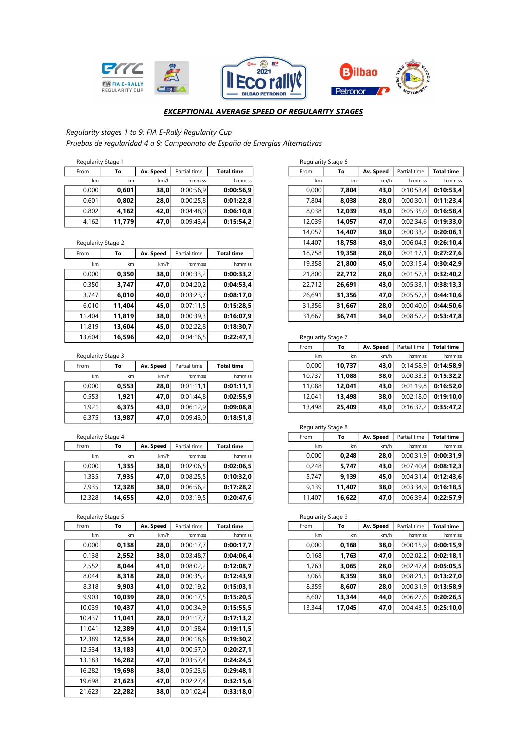***EXCEPTIONAL AVERAGE SPEED OF REGULARITY STAGES***

*Regularity stages 1 to 9: FIA E-Rally Regularity Cup*

*Pruebas de regularidad 4 a 9: Campeonato de España de Energías Alternativas*

Regularity Stage 1

| From | To | Av. Speed | Partial time | Total time |
|---|---|---|---|---|
| km | km | km/h | h:mm:ss | h:mm:ss |
| 0,000 | **0,601** | **38,0** | 0:00:56,9 | **0:00:56,9** |
| 0,601 | **0,802** | **28,0** | 0:00:25,8 | **0:01:22,8** |
| 0,802 | **4,162** | **42,0** | 0:04:48,0 | **0:06:10,8** |
| 4,162 | **11,779** | **47,0** | 0:09:43,4 | **0:15:54,2** |

Regularity Stage 2

| From | To | Av. Speed | Partial time | Total time |
|---|---|---|---|---|
| km | km | km/h | h:mm:ss | h:mm:ss |
| 0,000 | **0,350** | **38,0** | 0:00:33,2 | **0:00:33,2** |
| 0,350 | **3,747** | **47,0** | 0:04:20,2 | **0:04:53,4** |
| 3,747 | **6,010** | **40,0** | 0:03:23,7 | **0:08:17,0** |
| 6,010 | **11,404** | **45,0** | 0:07:11,5 | **0:15:28,5** |
| 11,404 | **11,819** | **38,0** | 0:00:39,3 | **0:16:07,9** |
| 11,819 | **13,604** | **45,0** | 0:02:22,8 | **0:18:30,7** |
| 13,604 | **16,596** | **42,0** | 0:04:16,5 | **0:22:47,1** |

Regularity Stage 3

| From | To | Av. Speed | Partial time | Total time |
|---|---|---|---|---|
| km | km | km/h | h:mm:ss | h:mm:ss |
| 0,000 | **0,553** | **28,0** | 0:01:11,1 | **0:01:11,1** |
| 0,553 | **1,921** | **47,0** | 0:01:44,8 | **0:02:55,9** |
| 1,921 | **6,375** | **43,0** | 0:06:12,9 | **0:09:08,8** |
| 6,375 | **13,987** | **47,0** | 0:09:43,0 | **0:18:51,8** |

Regularity Stage 4

| From | To | Av. Speed | Partial time | Total time |
|---|---|---|---|---|
| km | km | km/h | h:mm:ss | h:mm:ss |
| 0,000 | **1,335** | **38,0** | 0:02:06,5 | **0:02:06,5** |
| 1,335 | **7,935** | **47,0** | 0:08:25,5 | **0:10:32,0** |
| 7,935 | **12,328** | **38,0** | 0:06:56,2 | **0:17:28,2** |
| 12,328 | **14,655** | **42,0** | 0:03:19,5 | **0:20:47,6** |

Regularity Stage 5

| From | To | Av. Speed | Partial time | Total time |
|---|---|---|---|---|
| km | km | km/h | h:mm:ss | h:mm:ss |
| 0,000 | **0,138** | **28,0** | 0:00:17,7 | **0:00:17,7** |
| 0,138 | **2,552** | **38,0** | 0:03:48,7 | **0:04:06,4** |
| 2,552 | **8,044** | **41,0** | 0:08:02,2 | **0:12:08,7** |
| 8,044 | **8,318** | **28,0** | 0:00:35,2 | **0:12:43,9** |
| 8,318 | **9,903** | **41,0** | 0:02:19,2 | **0:15:03,1** |
| 9,903 | **10,039** | **28,0** | 0:00:17,5 | **0:15:20,5** |
| 10,039 | **10,437** | **41,0** | 0:00:34,9 | **0:15:55,5** |
| 10,437 | **11,041** | **28,0** | 0:01:17,7 | **0:17:13,2** |
| 11,041 | **12,389** | **41,0** | 0:01:58,4 | **0:19:11,5** |
| 12,389 | **12,534** | **28,0** | 0:00:18,6 | **0:19:30,2** |
| 12,534 | **13,183** | **41,0** | 0:00:57,0 | **0:20:27,1** |
| 13,183 | **16,282** | **47,0** | 0:03:57,4 | **0:24:24,5** |
| 16,282 | **19,698** | **38,0** | 0:05:23,6 | **0:29:48,1** |
| 19,698 | **21,623** | **47,0** | 0:02:27,4 | **0:32:15,6** |
| 21,623 | **22,282** | **38,0** | 0:01:02,4 | **0:33:18,0** |

Regularity Stage 6

| From | To | Av. Speed | Partial time | Total time |
|---|---|---|---|---|
| km | km | km/h | h:mm:ss | h:mm:ss |
| 0,000 | **7,804** | **43,0** | 0:10:53,4 | **0:10:53,4** |
| 7,804 | **8,038** | **28,0** | 0:00:30,1 | **0:11:23,4** |
| 8,038 | **12,039** | **43,0** | 0:05:35,0 | **0:16:58,4** |
| 12,039 | **14,057** | **47,0** | 0:02:34,6 | **0:19:33,0** |
| 14,057 | **14,407** | **38,0** | 0:00:33,2 | **0:20:06,1** |
| 14,407 | **18,758** | **43,0** | 0:06:04,3 | **0:26:10,4** |
| 18,758 | **19,358** | **28,0** | 0:01:17,1 | **0:27:27,6** |
| 19,358 | **21,800** | **45,0** | 0:03:15,4 | **0:30:42,9** |
| 21,800 | **22,712** | **28,0** | 0:01:57,3 | **0:32:40,2** |
| 22,712 | **26,691** | **43,0** | 0:05:33,1 | **0:38:13,3** |
| 26,691 | **31,356** | **47,0** | 0:05:57,3 | **0:44:10,6** |
| 31,356 | **31,667** | **28,0** | 0:00:40,0 | **0:44:50,6** |
| 31,667 | **36,741** | **34,0** | 0:08:57,2 | **0:53:47,8** |

Regularity Stage 7

| From | To | Av. Speed | Partial time | Total time |
|---|---|---|---|---|
| km | km | km/h | h:mm:ss | h:mm:ss |
| 0,000 | **10,737** | **43,0** | 0:14:58,9 | **0:14:58,9** |
| 10,737 | **11,088** | **38,0** | 0:00:33,3 | **0:15:32,2** |
| 11,088 | **12,041** | **43,0** | 0:01:19,8 | **0:16:52,0** |
| 12,041 | **13,498** | **38,0** | 0:02:18,0 | **0:19:10,0** |
| 13,498 | **25,409** | **43,0** | 0:16:37,2 | **0:35:47,2** |

Regularity Stage 8

| From | To | Av. Speed | Partial time | Total time |
|---|---|---|---|---|
| km | km | km/h | h:mm:ss | h:mm:ss |
| 0,000 | **0,248** | **28,0** | 0:00:31,9 | **0:00:31,9** |
| 0,248 | **5,747** | **43,0** | 0:07:40,4 | **0:08:12,3** |
| 5,747 | **9,139** | **45,0** | 0:04:31,4 | **0:12:43,6** |
| 9,139 | **11,407** | **38,0** | 0:03:34,9 | **0:16:18,5** |
| 11,407 | **16,622** | **47,0** | 0:06:39,4 | **0:22:57,9** |

Regularity Stage 9

| From | To | Av. Speed | Partial time | Total time |
|---|---|---|---|---|
| km | km | km/h | h:mm:ss | h:mm:ss |
| 0,000 | **0,168** | **38,0** | 0:00:15,9 | **0:00:15,9** |
| 0,168 | **1,763** | **47,0** | 0:02:02,2 | **0:02:18,1** |
| 1,763 | **3,065** | **28,0** | 0:02:47,4 | **0:05:05,5** |
| 3,065 | **8,359** | **38,0** | 0:08:21,5 | **0:13:27,0** |
| 8,359 | **8,607** | **28,0** | 0:00:31,9 | **0:13:58,9** |
| 8,607 | **13,344** | **44,0** | 0:06:27,6 | **0:20:26,5** |
| 13,344 | **17,045** | **47,0** | 0:04:43,5 | **0:25:10,0** |